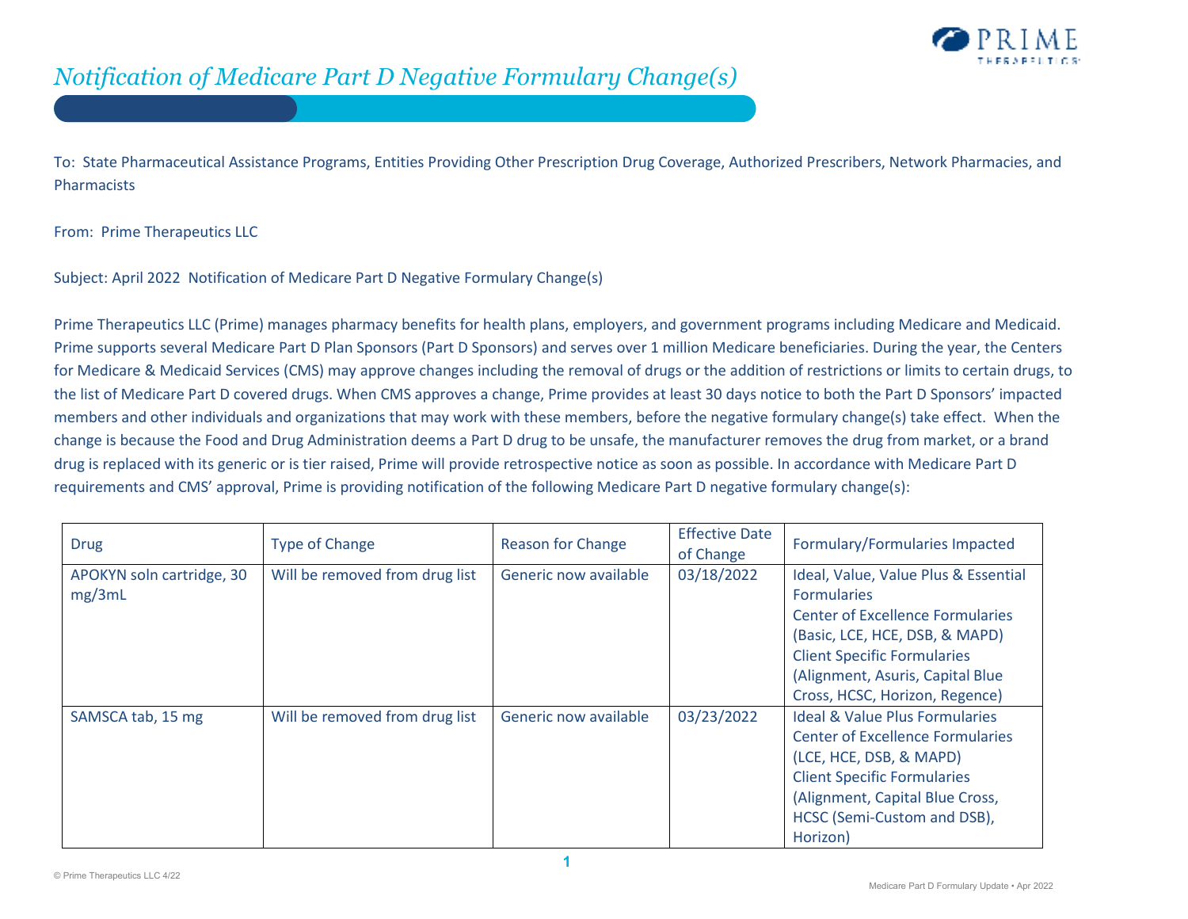# *Notification of Medicare Part D Negative Formulary Change(s)*

To: State Pharmaceutical Assistance Programs, Entities Providing Other Prescription Drug Coverage, Authorized Prescribers, Network Pharmacies, and Pharmacists

From: Prime Therapeutics LLC

Subject: April 2022 Notification of Medicare Part D Negative Formulary Change(s)

Prime Therapeutics LLC (Prime) manages pharmacy benefits for health plans, employers, and government programs including Medicare and Medicaid. Prime supports several Medicare Part D Plan Sponsors (Part D Sponsors) and serves over 1 million Medicare beneficiaries. During the year, the Centers for Medicare & Medicaid Services (CMS) may approve changes including the removal of drugs or the addition of restrictions or limits to certain drugs, to the list of Medicare Part D covered drugs. When CMS approves a change, Prime provides at least 30 days notice to both the Part D Sponsors' impacted members and other individuals and organizations that may work with these members, before the negative formulary change(s) take effect. When the change is because the Food and Drug Administration deems a Part D drug to be unsafe, the manufacturer removes the drug from market, or a brand drug is replaced with its generic or is tier raised, Prime will provide retrospective notice as soon as possible. In accordance with Medicare Part D requirements and CMS' approval, Prime is providing notification of the following Medicare Part D negative formulary change(s):

| Drug | Type of Change | Reason for Change | Effective Date of Change | Formulary/Formularies Impacted |
|---|---|---|---|---|
| APOKYN soln cartridge, 30 mg/3mL | Will be removed from drug list | Generic now available | 03/18/2022 | Ideal, Value, Value Plus & Essential Formularies<br>Center of Excellence Formularies (Basic, LCE, HCE, DSB, & MAPD)<br>Client Specific Formularies (Alignment, Asuris, Capital Blue Cross, HCSC, Horizon, Regence) |
| SAMSCA tab, 15 mg | Will be removed from drug list | Generic now available | 03/23/2022 | Ideal & Value Plus Formularies<br>Center of Excellence Formularies (LCE, HCE, DSB, & MAPD)<br>Client Specific Formularies (Alignment, Capital Blue Cross, HCSC (Semi-Custom and DSB), Horizon) |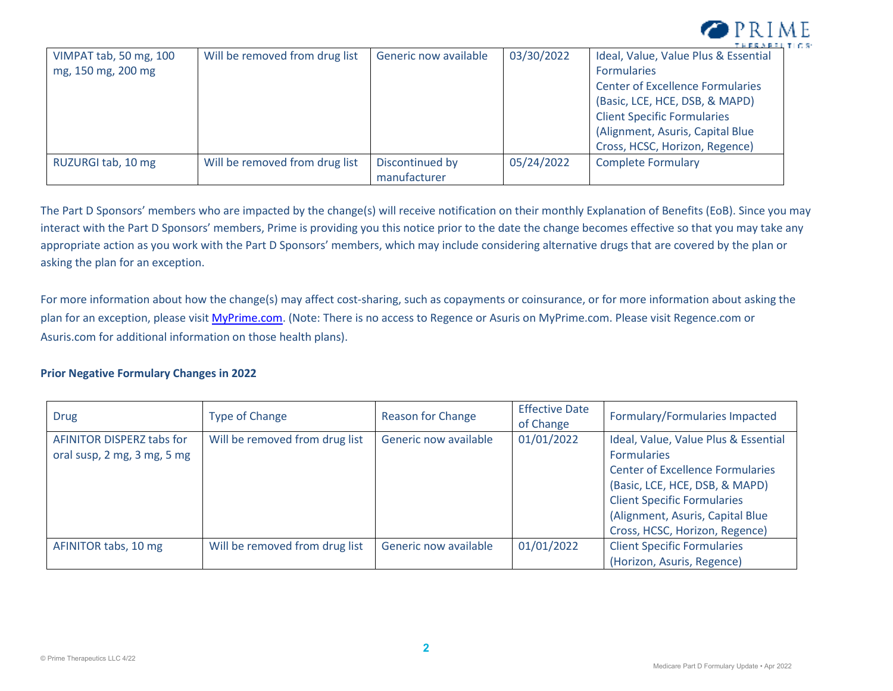| | | | | |
|---|---|---|---|---|
| VIMPAT tab, 50 mg, 100 mg, 150 mg, 200 mg | Will be removed from drug list | Generic now available | 03/30/2022 | Ideal, Value, Value Plus & Essential Formularies<br>Center of Excellence Formularies (Basic, LCE, HCE, DSB, & MAPD)<br>Client Specific Formularies (Alignment, Asuris, Capital Blue Cross, HCSC, Horizon, Regence) |
| RUZURGI tab, 10 mg | Will be removed from drug list | Discontinued by manufacturer | 05/24/2022 | Complete Formulary |

The Part D Sponsors' members who are impacted by the change(s) will receive notification on their monthly Explanation of Benefits (EoB). Since you may interact with the Part D Sponsors' members, Prime is providing you this notice prior to the date the change becomes effective so that you may take any appropriate action as you work with the Part D Sponsors' members, which may include considering alternative drugs that are covered by the plan or asking the plan for an exception.

For more information about how the change(s) may affect cost-sharing, such as copayments or coinsurance, or for more information about asking the plan for an exception, please visit MyPrime.com. (Note: There is no access to Regence or Asuris on MyPrime.com. Please visit Regence.com or Asuris.com for additional information on those health plans).

**Prior Negative Formulary Changes in 2022**

| Drug | Type of Change | Reason for Change | Effective Date of Change | Formulary/Formularies Impacted |
|---|---|---|---|---|
| AFINITOR DISPERZ tabs for oral susp, 2 mg, 3 mg, 5 mg | Will be removed from drug list | Generic now available | 01/01/2022 | Ideal, Value, Value Plus & Essential Formularies<br>Center of Excellence Formularies (Basic, LCE, HCE, DSB, & MAPD)<br>Client Specific Formularies (Alignment, Asuris, Capital Blue Cross, HCSC, Horizon, Regence) |
| AFINITOR tabs, 10 mg | Will be removed from drug list | Generic now available | 01/01/2022 | Client Specific Formularies (Horizon, Asuris, Regence) |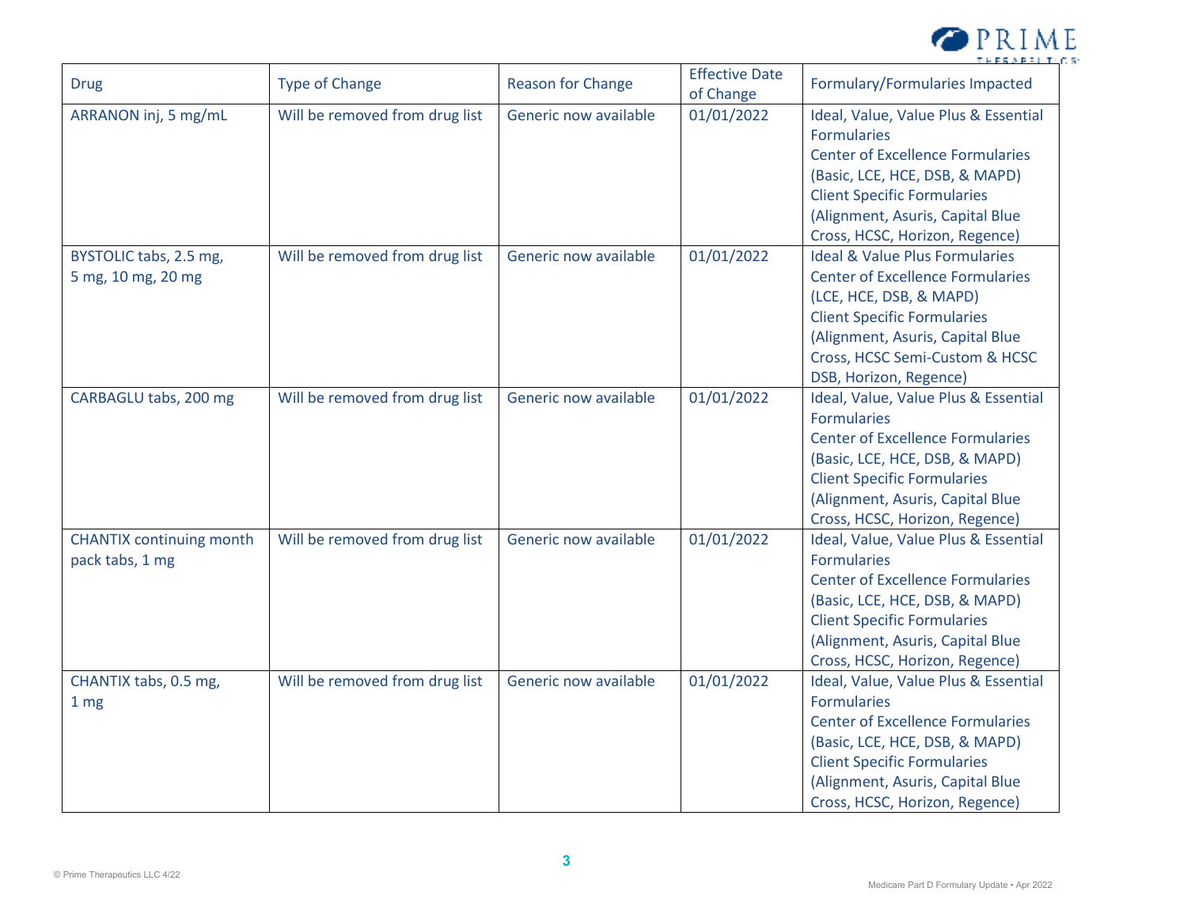| Drug | Type of Change | Reason for Change | Effective Date of Change | Formulary/Formularies Impacted |
| --- | --- | --- | --- | --- |
| ARRANON inj, 5 mg/mL | Will be removed from drug list | Generic now available | 01/01/2022 | Ideal, Value, Value Plus & Essential Formularies<br>Center of Excellence Formularies (Basic, LCE, HCE, DSB, & MAPD)<br>Client Specific Formularies (Alignment, Asuris, Capital Blue Cross, HCSC, Horizon, Regence) |
| BYSTOLIC tabs, 2.5 mg, 5 mg, 10 mg, 20 mg | Will be removed from drug list | Generic now available | 01/01/2022 | Ideal & Value Plus Formularies<br>Center of Excellence Formularies (LCE, HCE, DSB, & MAPD)<br>Client Specific Formularies (Alignment, Asuris, Capital Blue Cross, HCSC Semi-Custom & HCSC DSB, Horizon, Regence) |
| CARBAGLU tabs, 200 mg | Will be removed from drug list | Generic now available | 01/01/2022 | Ideal, Value, Value Plus & Essential Formularies<br>Center of Excellence Formularies (Basic, LCE, HCE, DSB, & MAPD)<br>Client Specific Formularies (Alignment, Asuris, Capital Blue Cross, HCSC, Horizon, Regence) |
| CHANTIX continuing month pack tabs, 1 mg | Will be removed from drug list | Generic now available | 01/01/2022 | Ideal, Value, Value Plus & Essential Formularies<br>Center of Excellence Formularies (Basic, LCE, HCE, DSB, & MAPD)<br>Client Specific Formularies (Alignment, Asuris, Capital Blue Cross, HCSC, Horizon, Regence) |
| CHANTIX tabs, 0.5 mg, 1 mg | Will be removed from drug list | Generic now available | 01/01/2022 | Ideal, Value, Value Plus & Essential Formularies<br>Center of Excellence Formularies (Basic, LCE, HCE, DSB, & MAPD)<br>Client Specific Formularies (Alignment, Asuris, Capital Blue Cross, HCSC, Horizon, Regence) |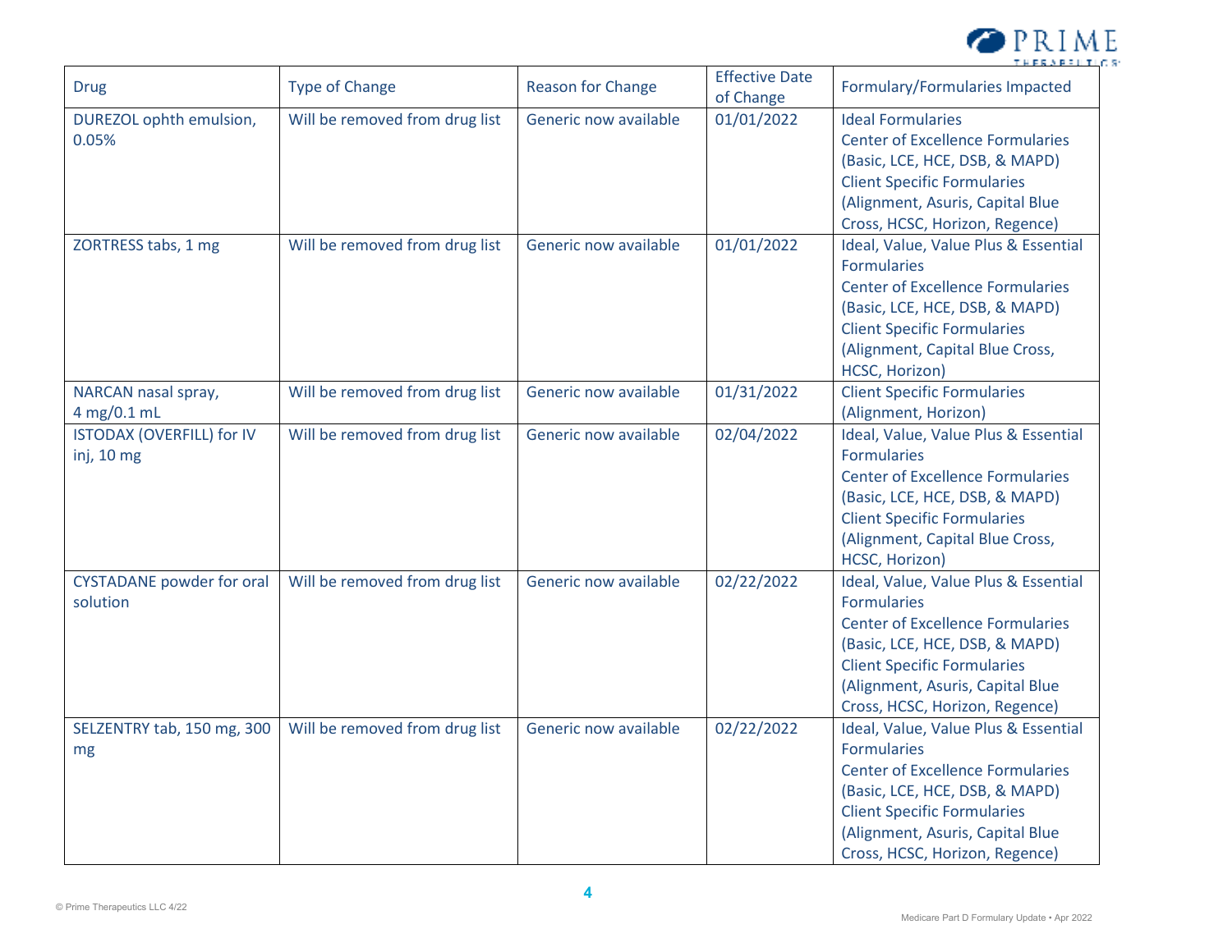| Drug | Type of Change | Reason for Change | Effective Date of Change | Formulary/Formularies Impacted |
|---|---|---|---|---|
| DUREZOL ophth emulsion, 0.05% | Will be removed from drug list | Generic now available | 01/01/2022 | Ideal Formularies<br>Center of Excellence Formularies (Basic, LCE, HCE, DSB, & MAPD)<br>Client Specific Formularies (Alignment, Asuris, Capital Blue Cross, HCSC, Horizon, Regence) |
| ZORTRESS tabs, 1 mg | Will be removed from drug list | Generic now available | 01/01/2022 | Ideal, Value, Value Plus & Essential Formularies<br>Center of Excellence Formularies (Basic, LCE, HCE, DSB, & MAPD)<br>Client Specific Formularies (Alignment, Capital Blue Cross, HCSC, Horizon) |
| NARCAN nasal spray, 4 mg/0.1 mL | Will be removed from drug list | Generic now available | 01/31/2022 | Client Specific Formularies (Alignment, Horizon) |
| ISTODAX (OVERFILL) for IV inj, 10 mg | Will be removed from drug list | Generic now available | 02/04/2022 | Ideal, Value, Value Plus & Essential Formularies<br>Center of Excellence Formularies (Basic, LCE, HCE, DSB, & MAPD)<br>Client Specific Formularies (Alignment, Capital Blue Cross, HCSC, Horizon) |
| CYSTADANE powder for oral solution | Will be removed from drug list | Generic now available | 02/22/2022 | Ideal, Value, Value Plus & Essential Formularies<br>Center of Excellence Formularies (Basic, LCE, HCE, DSB, & MAPD)<br>Client Specific Formularies (Alignment, Asuris, Capital Blue Cross, HCSC, Horizon, Regence) |
| SELZENTRY tab, 150 mg, 300 mg | Will be removed from drug list | Generic now available | 02/22/2022 | Ideal, Value, Value Plus & Essential Formularies<br>Center of Excellence Formularies (Basic, LCE, HCE, DSB, & MAPD)<br>Client Specific Formularies (Alignment, Asuris, Capital Blue Cross, HCSC, Horizon, Regence) |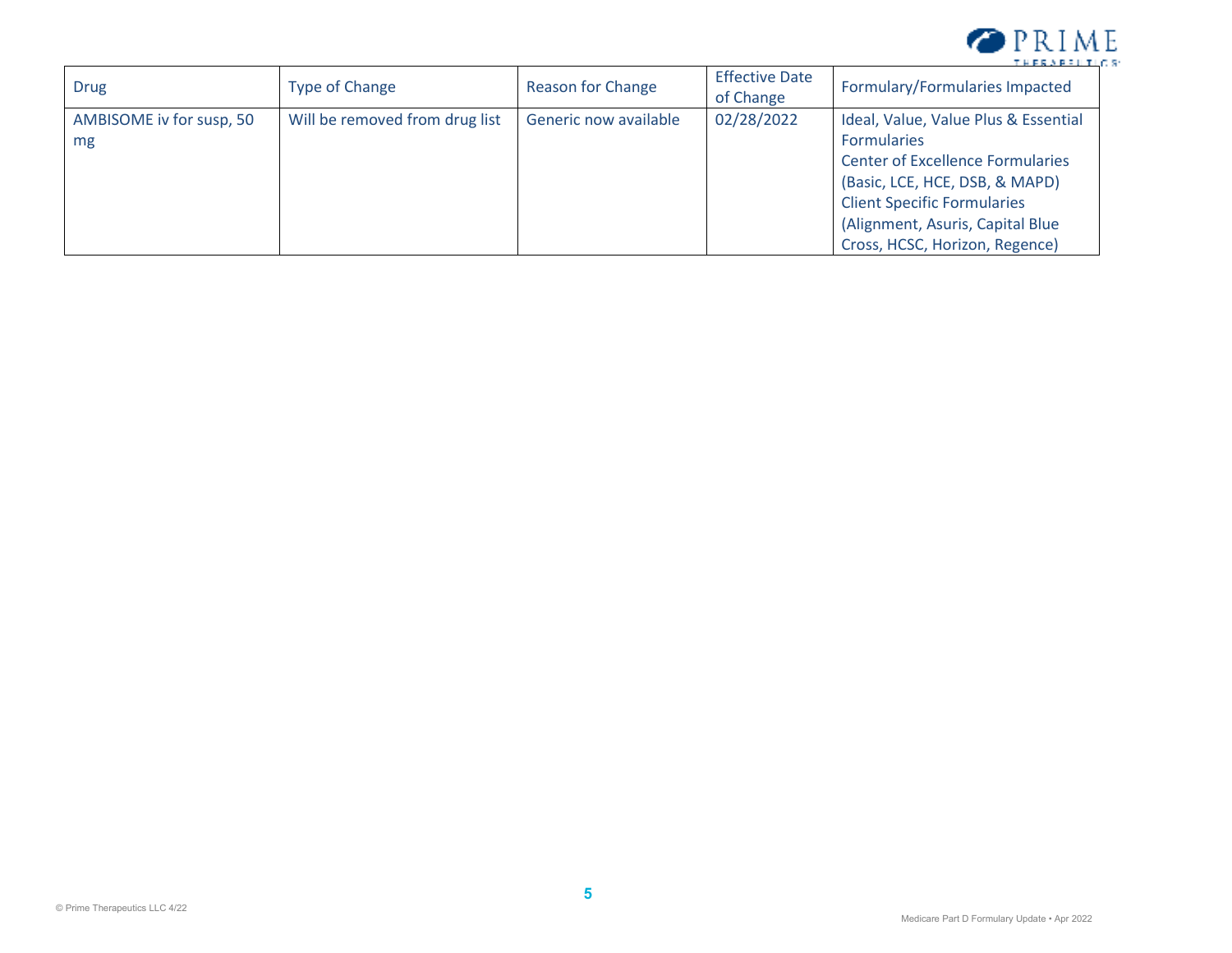| Drug | Type of Change | Reason for Change | Effective Date of Change | Formulary/Formularies Impacted |
|---|---|---|---|---|
| AMBISOME iv for susp, 50 mg | Will be removed from drug list | Generic now available | 02/28/2022 | Ideal, Value, Value Plus & Essential Formularies<br>Center of Excellence Formularies (Basic, LCE, HCE, DSB, & MAPD)<br>Client Specific Formularies (Alignment, Asuris, Capital Blue Cross, HCSC, Horizon, Regence) |